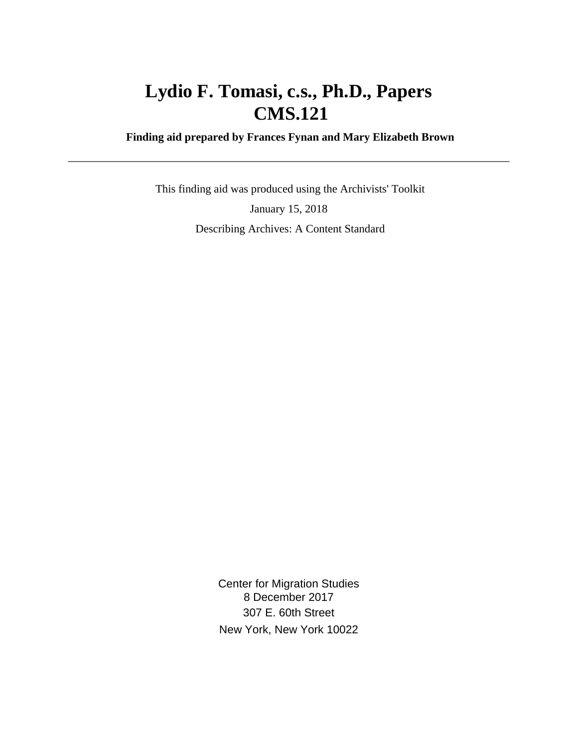# Lydio F. Tomasi, c.s., Ph.D., Papers
# CMS.121

**Finding aid prepared by Frances Fynan and Mary Elizabeth Brown**

---

This finding aid was produced using the Archivists' Toolkit

January 15, 2018

Describing Archives: A Content Standard

Center for Migration Studies
8 December 2017
307 E. 60th Street
New York, New York 10022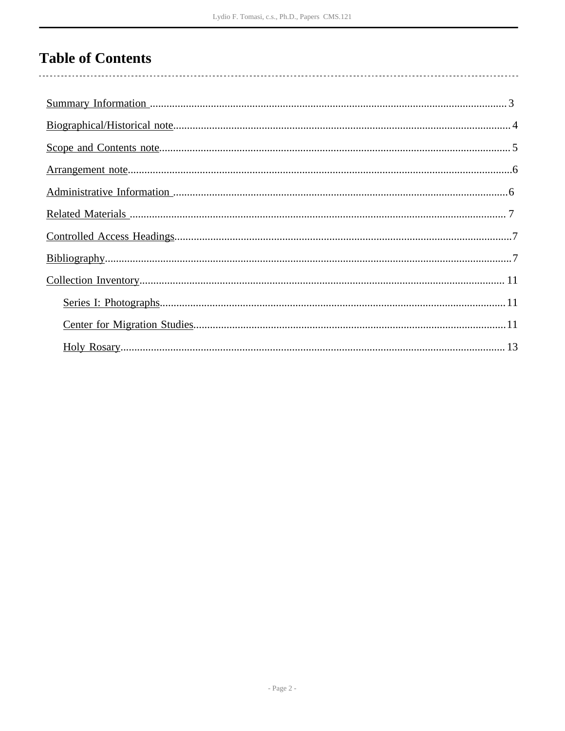# Table of Contents

- Summary Information ........................................ 3
- Biographical/Historical note ........................................ 4
- Scope and Contents note ........................................ 5
- Arrangement note ........................................ 6
- Administrative Information ........................................ 6
- Related Materials ........................................ 7
- Controlled Access Headings ........................................ 7
- Bibliography ........................................ 7
- Collection Inventory ........................................ 11
    - Series I: Photographs ........................................ 11
    - Center for Migration Studies ........................................ 11
    - Holy Rosary ........................................ 13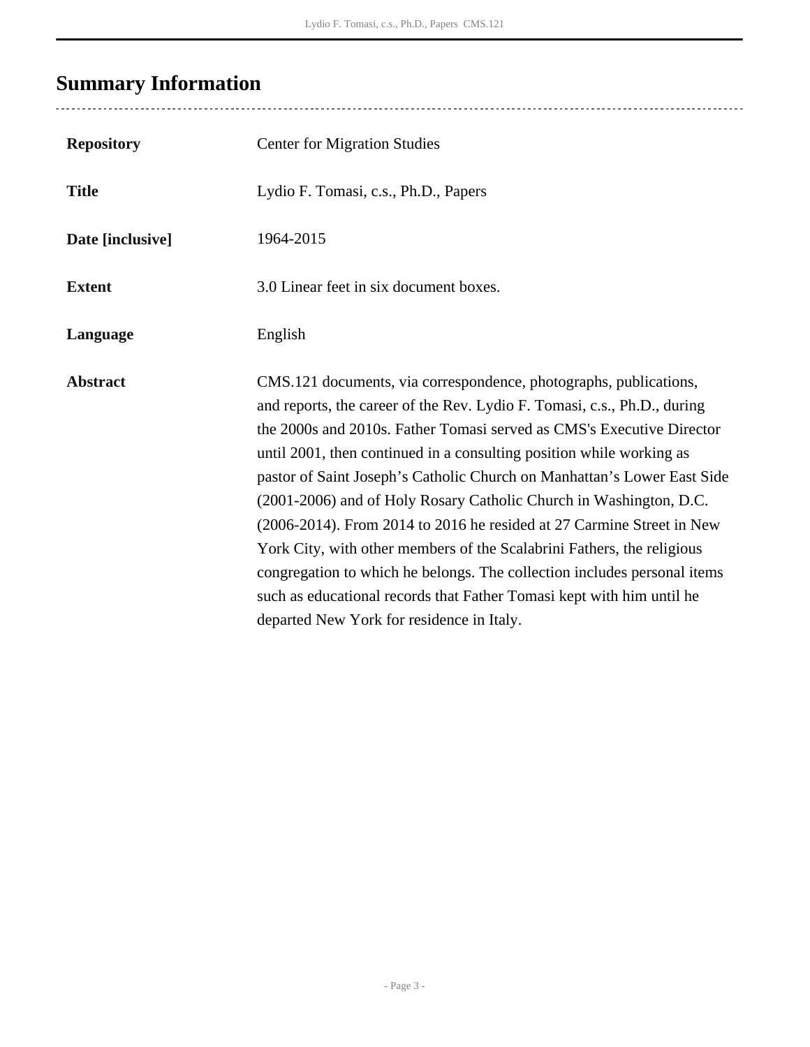## Summary Information

| | |
|---|---|
| **Repository** | Center for Migration Studies |
| **Title** | Lydio F. Tomasi, c.s., Ph.D., Papers |
| **Date [inclusive]** | 1964-2015 |
| **Extent** | 3.0 Linear feet in six document boxes. |
| **Language** | English |
| **Abstract** | CMS.121 documents, via correspondence, photographs, publications, and reports, the career of the Rev. Lydio F. Tomasi, c.s., Ph.D., during the 2000s and 2010s. Father Tomasi served as CMS's Executive Director until 2001, then continued in a consulting position while working as pastor of Saint Joseph's Catholic Church on Manhattan's Lower East Side (2001-2006) and of Holy Rosary Catholic Church in Washington, D.C. (2006-2014). From 2014 to 2016 he resided at 27 Carmine Street in New York City, with other members of the Scalabrini Fathers, the religious congregation to which he belongs. The collection includes personal items such as educational records that Father Tomasi kept with him until he departed New York for residence in Italy. |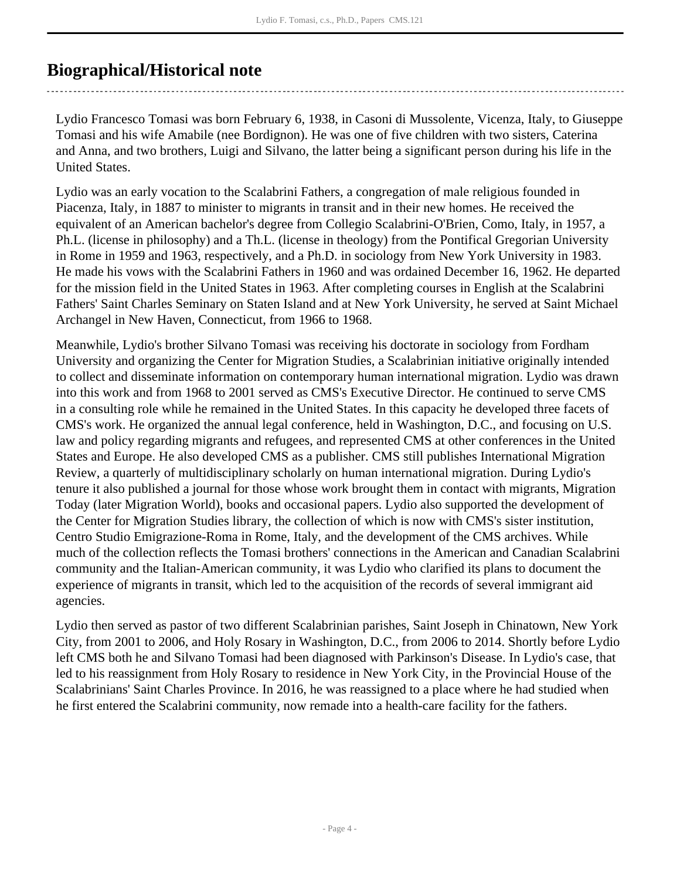## Biographical/Historical note

Lydio Francesco Tomasi was born February 6, 1938, in Casoni di Mussolente, Vicenza, Italy, to Giuseppe Tomasi and his wife Amabile (nee Bordignon). He was one of five children with two sisters, Caterina and Anna, and two brothers, Luigi and Silvano, the latter being a significant person during his life in the United States.

Lydio was an early vocation to the Scalabrini Fathers, a congregation of male religious founded in Piacenza, Italy, in 1887 to minister to migrants in transit and in their new homes. He received the equivalent of an American bachelor's degree from Collegio Scalabrini-O'Brien, Como, Italy, in 1957, a Ph.L. (license in philosophy) and a Th.L. (license in theology) from the Pontifical Gregorian University in Rome in 1959 and 1963, respectively, and a Ph.D. in sociology from New York University in 1983. He made his vows with the Scalabrini Fathers in 1960 and was ordained December 16, 1962. He departed for the mission field in the United States in 1963. After completing courses in English at the Scalabrini Fathers' Saint Charles Seminary on Staten Island and at New York University, he served at Saint Michael Archangel in New Haven, Connecticut, from 1966 to 1968.

Meanwhile, Lydio's brother Silvano Tomasi was receiving his doctorate in sociology from Fordham University and organizing the Center for Migration Studies, a Scalabrinian initiative originally intended to collect and disseminate information on contemporary human international migration. Lydio was drawn into this work and from 1968 to 2001 served as CMS's Executive Director. He continued to serve CMS in a consulting role while he remained in the United States. In this capacity he developed three facets of CMS's work. He organized the annual legal conference, held in Washington, D.C., and focusing on U.S. law and policy regarding migrants and refugees, and represented CMS at other conferences in the United States and Europe. He also developed CMS as a publisher. CMS still publishes International Migration Review, a quarterly of multidisciplinary scholarly on human international migration. During Lydio's tenure it also published a journal for those whose work brought them in contact with migrants, Migration Today (later Migration World), books and occasional papers. Lydio also supported the development of the Center for Migration Studies library, the collection of which is now with CMS's sister institution, Centro Studio Emigrazione-Roma in Rome, Italy, and the development of the CMS archives. While much of the collection reflects the Tomasi brothers' connections in the American and Canadian Scalabrini community and the Italian-American community, it was Lydio who clarified its plans to document the experience of migrants in transit, which led to the acquisition of the records of several immigrant aid agencies.

Lydio then served as pastor of two different Scalabrinian parishes, Saint Joseph in Chinatown, New York City, from 2001 to 2006, and Holy Rosary in Washington, D.C., from 2006 to 2014. Shortly before Lydio left CMS both he and Silvano Tomasi had been diagnosed with Parkinson's Disease. In Lydio's case, that led to his reassignment from Holy Rosary to residence in New York City, in the Provincial House of the Scalabrinians' Saint Charles Province. In 2016, he was reassigned to a place where he had studied when he first entered the Scalabrini community, now remade into a health-care facility for the fathers.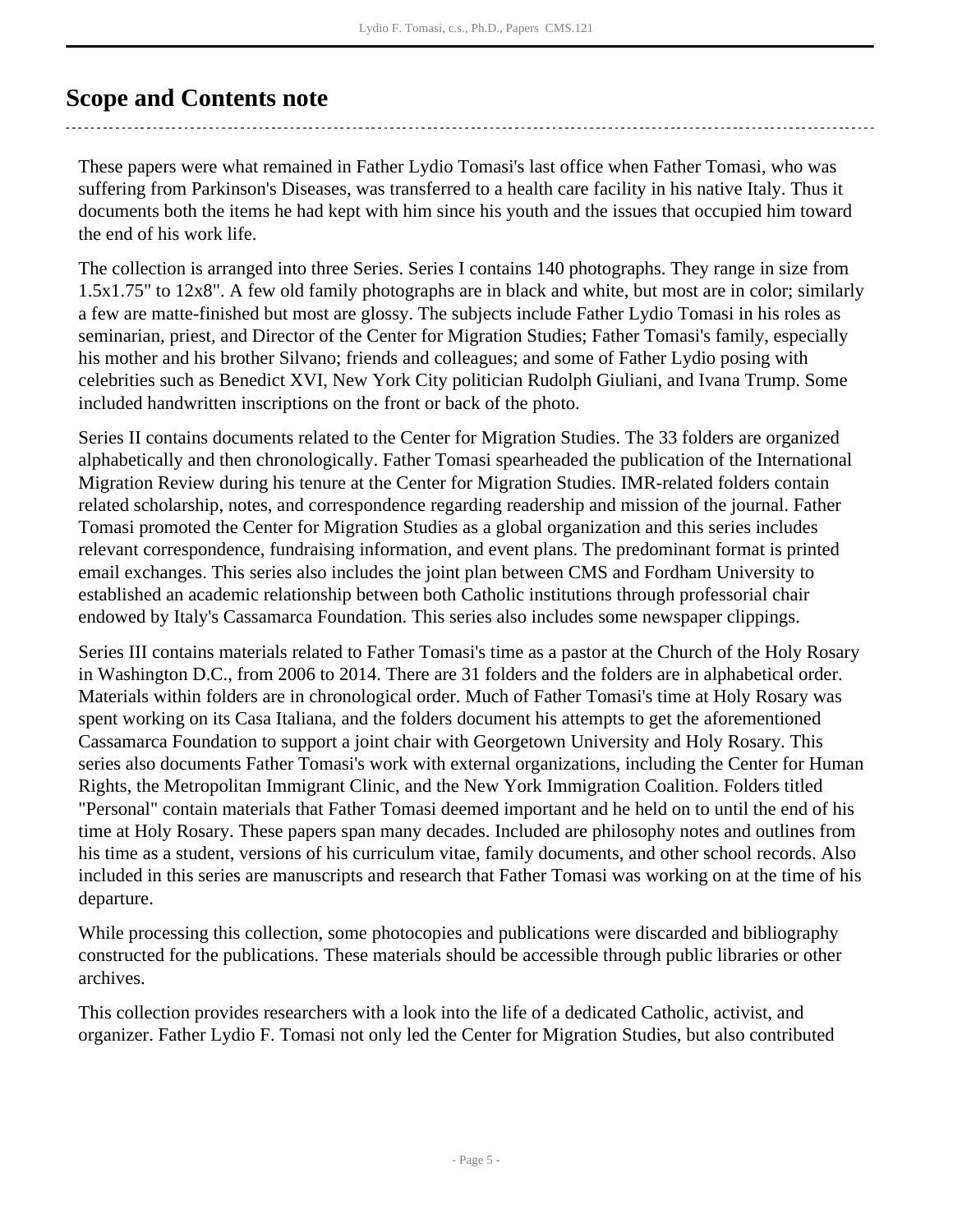## Scope and Contents note

These papers were what remained in Father Lydio Tomasi's last office when Father Tomasi, who was suffering from Parkinson's Diseases, was transferred to a health care facility in his native Italy. Thus it documents both the items he had kept with him since his youth and the issues that occupied him toward the end of his work life.

The collection is arranged into three Series. Series I contains 140 photographs. They range in size from 1.5x1.75" to 12x8". A few old family photographs are in black and white, but most are in color; similarly a few are matte-finished but most are glossy. The subjects include Father Lydio Tomasi in his roles as seminarian, priest, and Director of the Center for Migration Studies; Father Tomasi's family, especially his mother and his brother Silvano; friends and colleagues; and some of Father Lydio posing with celebrities such as Benedict XVI, New York City politician Rudolph Giuliani, and Ivana Trump. Some included handwritten inscriptions on the front or back of the photo.

Series II contains documents related to the Center for Migration Studies. The 33 folders are organized alphabetically and then chronologically. Father Tomasi spearheaded the publication of the International Migration Review during his tenure at the Center for Migration Studies. IMR-related folders contain related scholarship, notes, and correspondence regarding readership and mission of the journal. Father Tomasi promoted the Center for Migration Studies as a global organization and this series includes relevant correspondence, fundraising information, and event plans. The predominant format is printed email exchanges. This series also includes the joint plan between CMS and Fordham University to established an academic relationship between both Catholic institutions through professorial chair endowed by Italy's Cassamarca Foundation. This series also includes some newspaper clippings.

Series III contains materials related to Father Tomasi's time as a pastor at the Church of the Holy Rosary in Washington D.C., from 2006 to 2014. There are 31 folders and the folders are in alphabetical order. Materials within folders are in chronological order. Much of Father Tomasi's time at Holy Rosary was spent working on its Casa Italiana, and the folders document his attempts to get the aforementioned Cassamarca Foundation to support a joint chair with Georgetown University and Holy Rosary. This series also documents Father Tomasi's work with external organizations, including the Center for Human Rights, the Metropolitan Immigrant Clinic, and the New York Immigration Coalition. Folders titled "Personal" contain materials that Father Tomasi deemed important and he held on to until the end of his time at Holy Rosary. These papers span many decades. Included are philosophy notes and outlines from his time as a student, versions of his curriculum vitae, family documents, and other school records. Also included in this series are manuscripts and research that Father Tomasi was working on at the time of his departure.

While processing this collection, some photocopies and publications were discarded and bibliography constructed for the publications. These materials should be accessible through public libraries or other archives.

This collection provides researchers with a look into the life of a dedicated Catholic, activist, and organizer. Father Lydio F. Tomasi not only led the Center for Migration Studies, but also contributed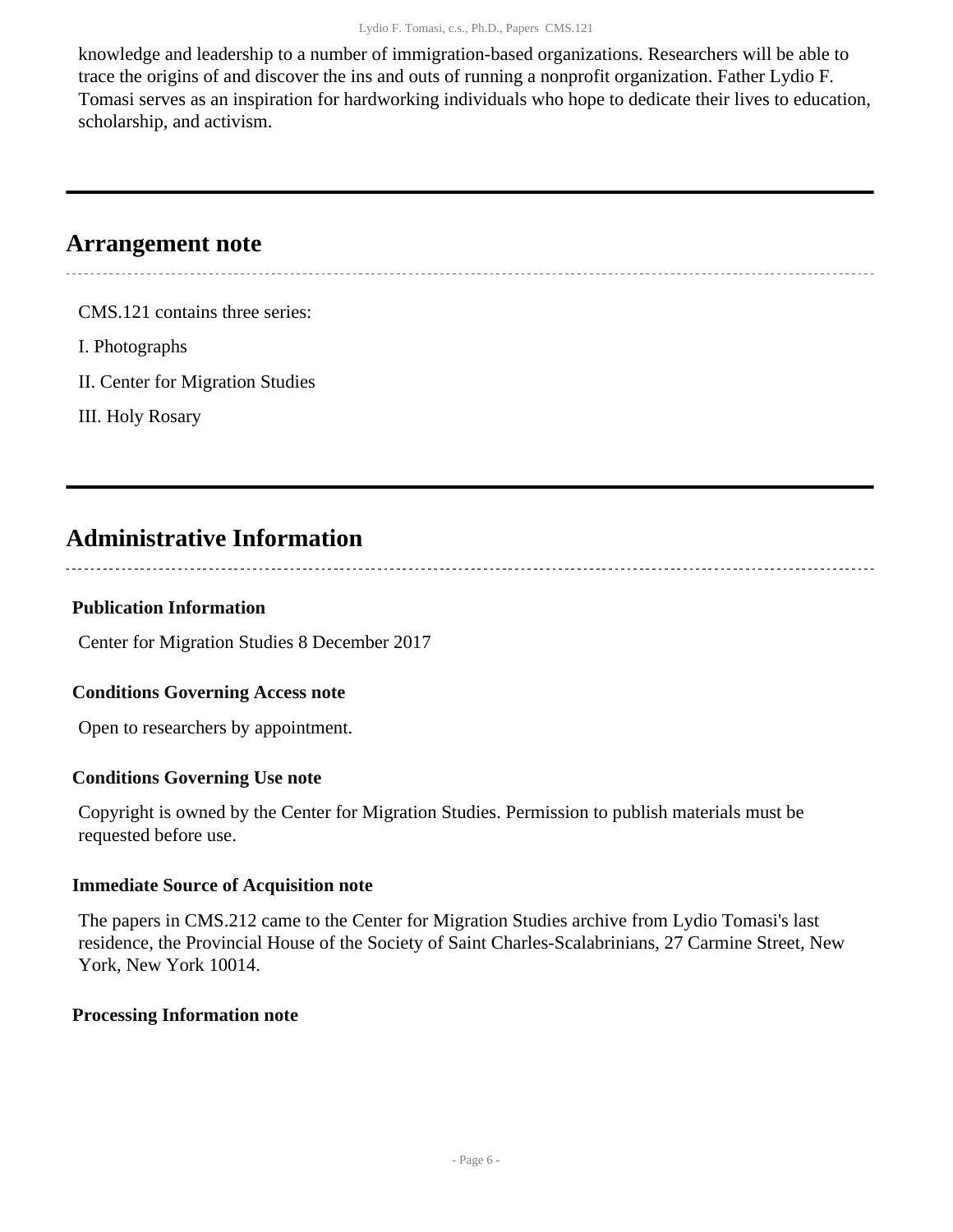knowledge and leadership to a number of immigration-based organizations. Researchers will be able to trace the origins of and discover the ins and outs of running a nonprofit organization. Father Lydio F. Tomasi serves as an inspiration for hardworking individuals who hope to dedicate their lives to education, scholarship, and activism.

## Arrangement note

CMS.121 contains three series:

I. Photographs

II. Center for Migration Studies

III. Holy Rosary

## Administrative Information

### Publication Information

Center for Migration Studies 8 December 2017

### Conditions Governing Access note

Open to researchers by appointment.

### Conditions Governing Use note

Copyright is owned by the Center for Migration Studies. Permission to publish materials must be requested before use.

### Immediate Source of Acquisition note

The papers in CMS.212 came to the Center for Migration Studies archive from Lydio Tomasi's last residence, the Provincial House of the Society of Saint Charles-Scalabrinians, 27 Carmine Street, New York, New York 10014.

### Processing Information note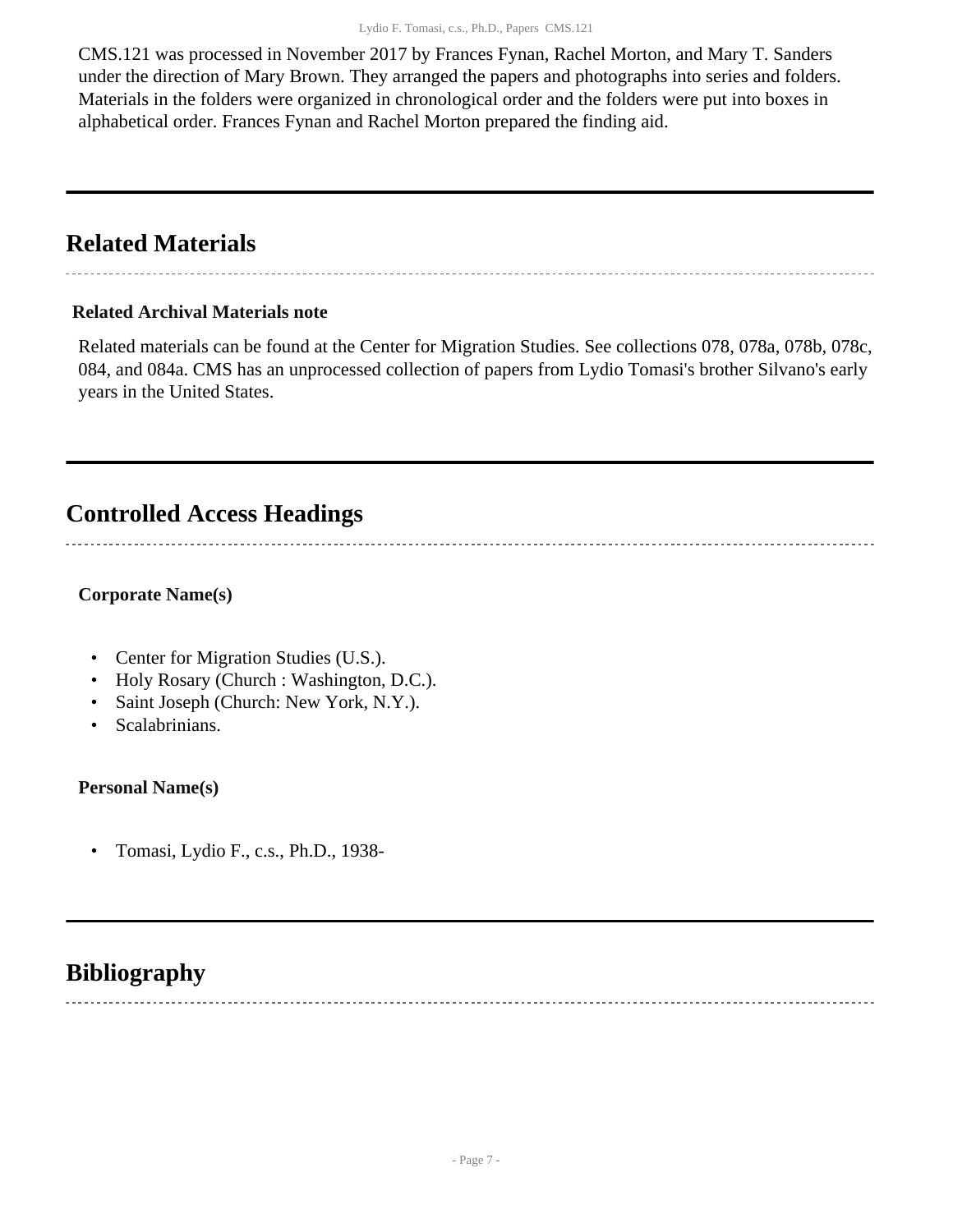CMS.121 was processed in November 2017 by Frances Fynan, Rachel Morton, and Mary T. Sanders under the direction of Mary Brown. They arranged the papers and photographs into series and folders. Materials in the folders were organized in chronological order and the folders were put into boxes in alphabetical order. Frances Fynan and Rachel Morton prepared the finding aid.

## Related Materials

**Related Archival Materials note**

Related materials can be found at the Center for Migration Studies. See collections 078, 078a, 078b, 078c, 084, and 084a. CMS has an unprocessed collection of papers from Lydio Tomasi's brother Silvano's early years in the United States.

## Controlled Access Headings

**Corporate Name(s)**

- Center for Migration Studies (U.S.).
- Holy Rosary (Church : Washington, D.C.).
- Saint Joseph (Church: New York, N.Y.).
- Scalabrinians.

**Personal Name(s)**

- Tomasi, Lydio F., c.s., Ph.D., 1938-

## Bibliography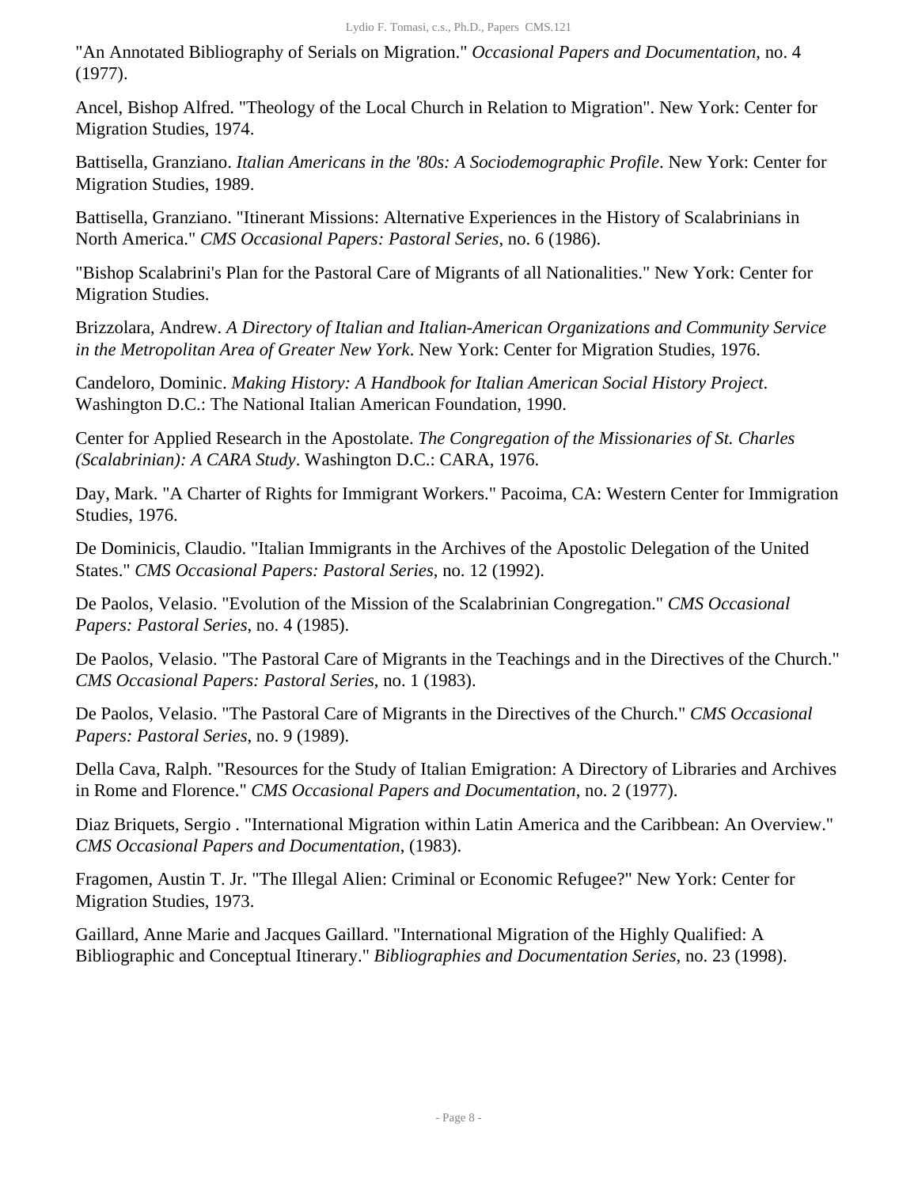"An Annotated Bibliography of Serials on Migration." *Occasional Papers and Documentation*, no. 4 (1977).

Ancel, Bishop Alfred. "Theology of the Local Church in Relation to Migration". New York: Center for Migration Studies, 1974.

Battisella, Granziano. *Italian Americans in the '80s: A Sociodemographic Profile*. New York: Center for Migration Studies, 1989.

Battisella, Granziano. "Itinerant Missions: Alternative Experiences in the History of Scalabrinians in North America." *CMS Occasional Papers: Pastoral Series*, no. 6 (1986).

"Bishop Scalabrini's Plan for the Pastoral Care of Migrants of all Nationalities." New York: Center for Migration Studies.

Brizzolara, Andrew. *A Directory of Italian and Italian-American Organizations and Community Service in the Metropolitan Area of Greater New York*. New York: Center for Migration Studies, 1976.

Candeloro, Dominic. *Making History: A Handbook for Italian American Social History Project*. Washington D.C.: The National Italian American Foundation, 1990.

Center for Applied Research in the Apostolate. *The Congregation of the Missionaries of St. Charles (Scalabrinian): A CARA Study*. Washington D.C.: CARA, 1976.

Day, Mark. "A Charter of Rights for Immigrant Workers." Pacoima, CA: Western Center for Immigration Studies, 1976.

De Dominicis, Claudio. "Italian Immigrants in the Archives of the Apostolic Delegation of the United States." *CMS Occasional Papers: Pastoral Series*, no. 12 (1992).

De Paolos, Velasio. "Evolution of the Mission of the Scalabrinian Congregation." *CMS Occasional Papers: Pastoral Series*, no. 4 (1985).

De Paolos, Velasio. "The Pastoral Care of Migrants in the Teachings and in the Directives of the Church." *CMS Occasional Papers: Pastoral Series*, no. 1 (1983).

De Paolos, Velasio. "The Pastoral Care of Migrants in the Directives of the Church." *CMS Occasional Papers: Pastoral Series*, no. 9 (1989).

Della Cava, Ralph. "Resources for the Study of Italian Emigration: A Directory of Libraries and Archives in Rome and Florence." *CMS Occasional Papers and Documentation*, no. 2 (1977).

Diaz Briquets, Sergio . "International Migration within Latin America and the Caribbean: An Overview." *CMS Occasional Papers and Documentation*, (1983).

Fragomen, Austin T. Jr. "The Illegal Alien: Criminal or Economic Refugee?" New York: Center for Migration Studies, 1973.

Gaillard, Anne Marie and Jacques Gaillard. "International Migration of the Highly Qualified: A Bibliographic and Conceptual Itinerary." *Bibliographies and Documentation Series*, no. 23 (1998).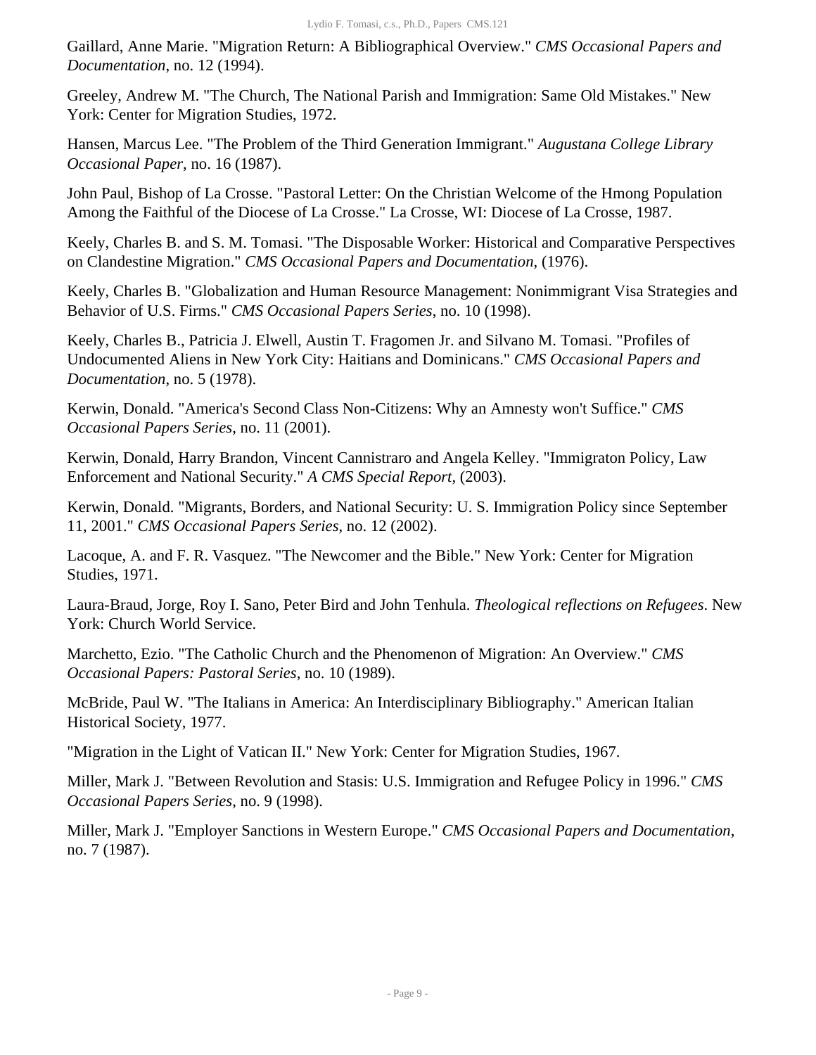Gaillard, Anne Marie. "Migration Return: A Bibliographical Overview." *CMS Occasional Papers and Documentation*, no. 12 (1994).

Greeley, Andrew M. "The Church, The National Parish and Immigration: Same Old Mistakes." New York: Center for Migration Studies, 1972.

Hansen, Marcus Lee. "The Problem of the Third Generation Immigrant." *Augustana College Library Occasional Paper*, no. 16 (1987).

John Paul, Bishop of La Crosse. "Pastoral Letter: On the Christian Welcome of the Hmong Population Among the Faithful of the Diocese of La Crosse." La Crosse, WI: Diocese of La Crosse, 1987.

Keely, Charles B. and S. M. Tomasi. "The Disposable Worker: Historical and Comparative Perspectives on Clandestine Migration." *CMS Occasional Papers and Documentation*, (1976).

Keely, Charles B. "Globalization and Human Resource Management: Nonimmigrant Visa Strategies and Behavior of U.S. Firms." *CMS Occasional Papers Series*, no. 10 (1998).

Keely, Charles B., Patricia J. Elwell, Austin T. Fragomen Jr. and Silvano M. Tomasi. "Profiles of Undocumented Aliens in New York City: Haitians and Dominicans." *CMS Occasional Papers and Documentation*, no. 5 (1978).

Kerwin, Donald. "America's Second Class Non-Citizens: Why an Amnesty won't Suffice." *CMS Occasional Papers Series*, no. 11 (2001).

Kerwin, Donald, Harry Brandon, Vincent Cannistraro and Angela Kelley. "Immigraton Policy, Law Enforcement and National Security." *A CMS Special Report*, (2003).

Kerwin, Donald. "Migrants, Borders, and National Security: U. S. Immigration Policy since September 11, 2001." *CMS Occasional Papers Series*, no. 12 (2002).

Lacoque, A. and F. R. Vasquez. "The Newcomer and the Bible." New York: Center for Migration Studies, 1971.

Laura-Braud, Jorge, Roy I. Sano, Peter Bird and John Tenhula. *Theological reflections on Refugees*. New York: Church World Service.

Marchetto, Ezio. "The Catholic Church and the Phenomenon of Migration: An Overview." *CMS Occasional Papers: Pastoral Series*, no. 10 (1989).

McBride, Paul W. "The Italians in America: An Interdisciplinary Bibliography." American Italian Historical Society, 1977.

"Migration in the Light of Vatican II." New York: Center for Migration Studies, 1967.

Miller, Mark J. "Between Revolution and Stasis: U.S. Immigration and Refugee Policy in 1996." *CMS Occasional Papers Series*, no. 9 (1998).

Miller, Mark J. "Employer Sanctions in Western Europe." *CMS Occasional Papers and Documentation*, no. 7 (1987).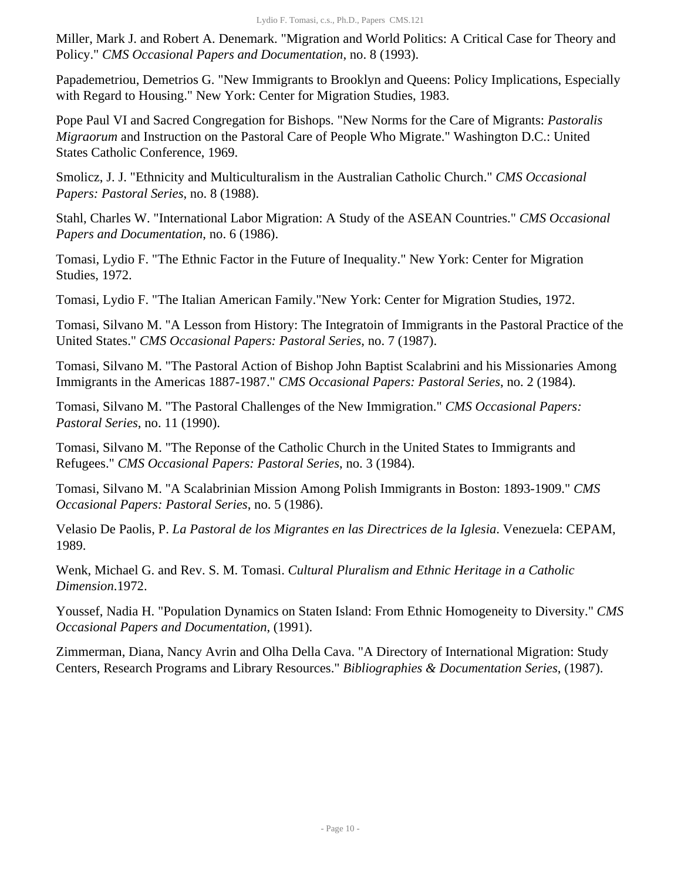Miller, Mark J. and Robert A. Denemark. "Migration and World Politics: A Critical Case for Theory and Policy." *CMS Occasional Papers and Documentation*, no. 8 (1993).

Papademetriou, Demetrios G. "New Immigrants to Brooklyn and Queens: Policy Implications, Especially with Regard to Housing." New York: Center for Migration Studies, 1983.

Pope Paul VI and Sacred Congregation for Bishops. "New Norms for the Care of Migrants: *Pastoralis Migraorum* and Instruction on the Pastoral Care of People Who Migrate." Washington D.C.: United States Catholic Conference, 1969.

Smolicz, J. J. "Ethnicity and Multiculturalism in the Australian Catholic Church." *CMS Occasional Papers: Pastoral Series*, no. 8 (1988).

Stahl, Charles W. "International Labor Migration: A Study of the ASEAN Countries." *CMS Occasional Papers and Documentation*, no. 6 (1986).

Tomasi, Lydio F. "The Ethnic Factor in the Future of Inequality." New York: Center for Migration Studies, 1972.

Tomasi, Lydio F. "The Italian American Family."New York: Center for Migration Studies, 1972.

Tomasi, Silvano M. "A Lesson from History: The Integratoin of Immigrants in the Pastoral Practice of the United States." *CMS Occasional Papers: Pastoral Series*, no. 7 (1987).

Tomasi, Silvano M. "The Pastoral Action of Bishop John Baptist Scalabrini and his Missionaries Among Immigrants in the Americas 1887-1987." *CMS Occasional Papers: Pastoral Series*, no. 2 (1984).

Tomasi, Silvano M. "The Pastoral Challenges of the New Immigration." *CMS Occasional Papers: Pastoral Series*, no. 11 (1990).

Tomasi, Silvano M. "The Reponse of the Catholic Church in the United States to Immigrants and Refugees." *CMS Occasional Papers: Pastoral Series*, no. 3 (1984).

Tomasi, Silvano M. "A Scalabrinian Mission Among Polish Immigrants in Boston: 1893-1909." *CMS Occasional Papers: Pastoral Series*, no. 5 (1986).

Velasio De Paolis, P. *La Pastoral de los Migrantes en las Directrices de la Iglesia*. Venezuela: CEPAM, 1989.

Wenk, Michael G. and Rev. S. M. Tomasi. *Cultural Pluralism and Ethnic Heritage in a Catholic Dimension*.1972.

Youssef, Nadia H. "Population Dynamics on Staten Island: From Ethnic Homogeneity to Diversity." *CMS Occasional Papers and Documentation*, (1991).

Zimmerman, Diana, Nancy Avrin and Olha Della Cava. "A Directory of International Migration: Study Centers, Research Programs and Library Resources." *Bibliographies & Documentation Series*, (1987).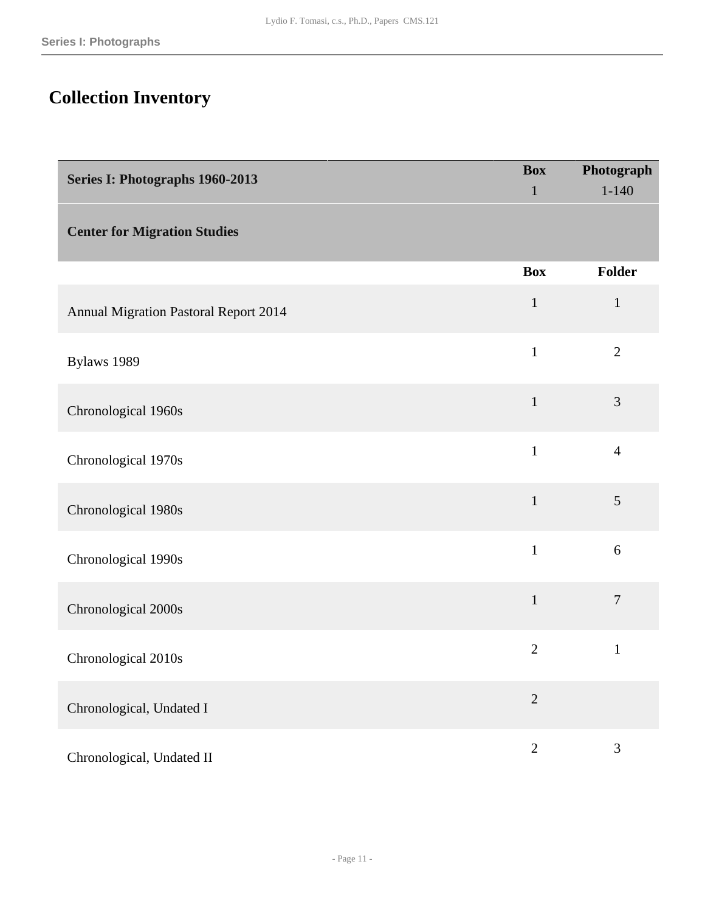## Collection Inventory

| Series I: Photographs 1960-2013 | Box | Photograph |
|---|---|---|
| | 1 | 1-140 |
| **Center for Migration Studies** | | |
| | **Box** | **Folder** |
| Annual Migration Pastoral Report 2014 | 1 | 1 |
| Bylaws 1989 | 1 | 2 |
| Chronological 1960s | 1 | 3 |
| Chronological 1970s | 1 | 4 |
| Chronological 1980s | 1 | 5 |
| Chronological 1990s | 1 | 6 |
| Chronological 2000s | 1 | 7 |
| Chronological 2010s | 2 | 1 |
| Chronological, Undated I | 2 | |
| Chronological, Undated II | 2 | 3 |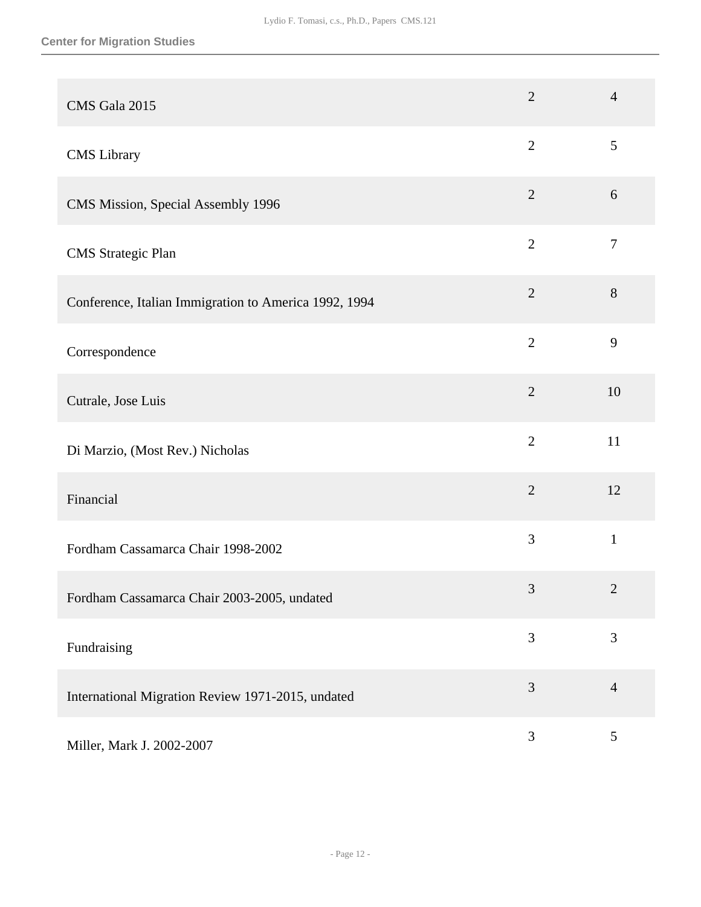| | | |
|---|---|---|
| CMS Gala 2015 | 2 | 4 |
| CMS Library | 2 | 5 |
| CMS Mission, Special Assembly 1996 | 2 | 6 |
| CMS Strategic Plan | 2 | 7 |
| Conference, Italian Immigration to America 1992, 1994 | 2 | 8 |
| Correspondence | 2 | 9 |
| Cutrale, Jose Luis | 2 | 10 |
| Di Marzio, (Most Rev.) Nicholas | 2 | 11 |
| Financial | 2 | 12 |
| Fordham Cassamarca Chair 1998-2002 | 3 | 1 |
| Fordham Cassamarca Chair 2003-2005, undated | 3 | 2 |
| Fundraising | 3 | 3 |
| International Migration Review 1971-2015, undated | 3 | 4 |
| Miller, Mark J. 2002-2007 | 3 | 5 |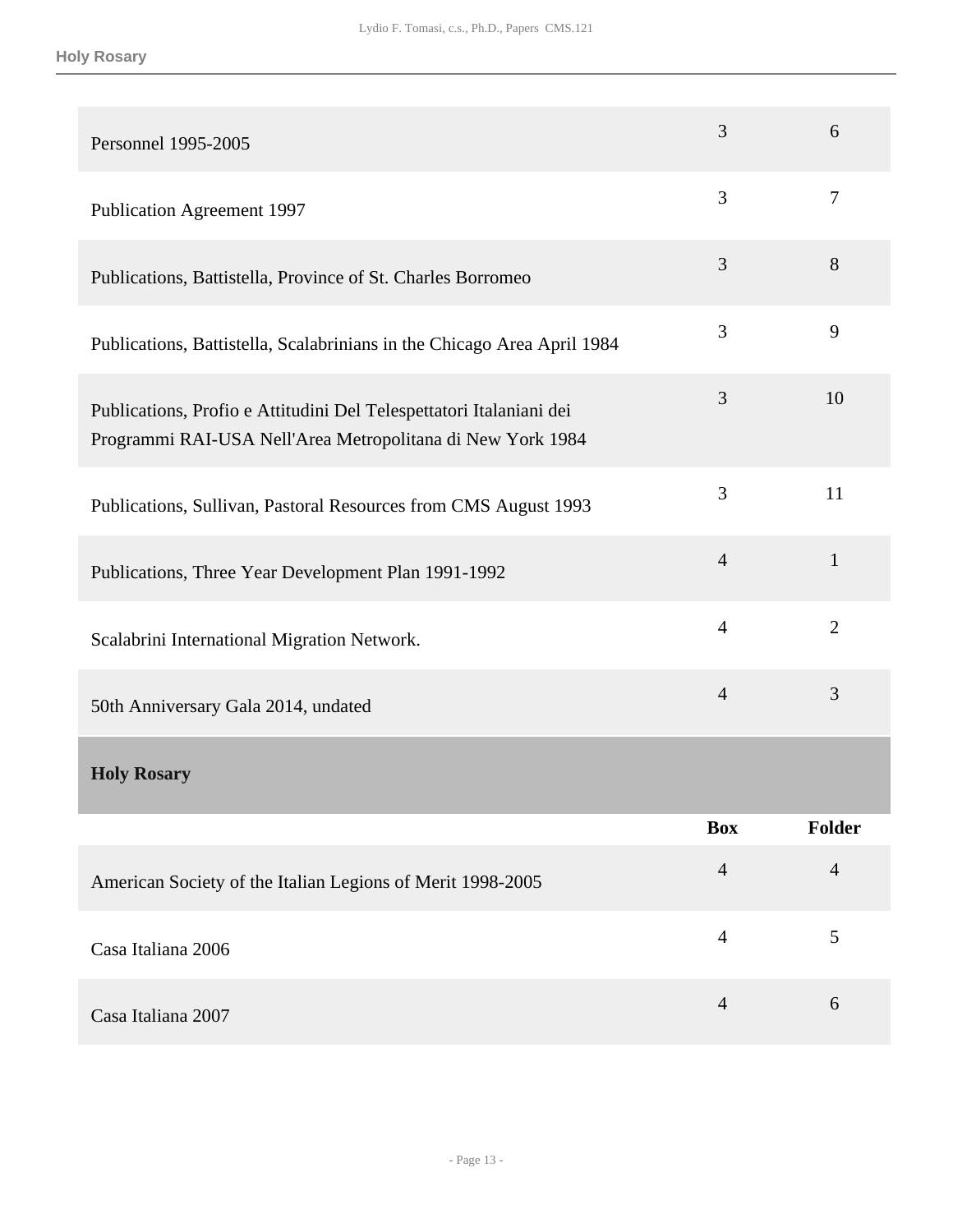| | Box | Folder |
|---|---|---|
| Personnel 1995-2005 | 3 | 6 |
| Publication Agreement 1997 | 3 | 7 |
| Publications, Battistella, Province of St. Charles Borromeo | 3 | 8 |
| Publications, Battistella, Scalabrinians in the Chicago Area April 1984 | 3 | 9 |
| Publications, Profio e Attitudini Del Telespettatori Italaniani dei Programmi RAI-USA Nell'Area Metropolitana di New York 1984 | 3 | 10 |
| Publications, Sullivan, Pastoral Resources from CMS August 1993 | 3 | 11 |
| Publications, Three Year Development Plan 1991-1992 | 4 | 1 |
| Scalabrini International Migration Network. | 4 | 2 |
| 50th Anniversary Gala 2014, undated | 4 | 3 |

**Holy Rosary**

| | Box | Folder |
|---|---|---|
| American Society of the Italian Legions of Merit 1998-2005 | 4 | 4 |
| Casa Italiana 2006 | 4 | 5 |
| Casa Italiana 2007 | 4 | 6 |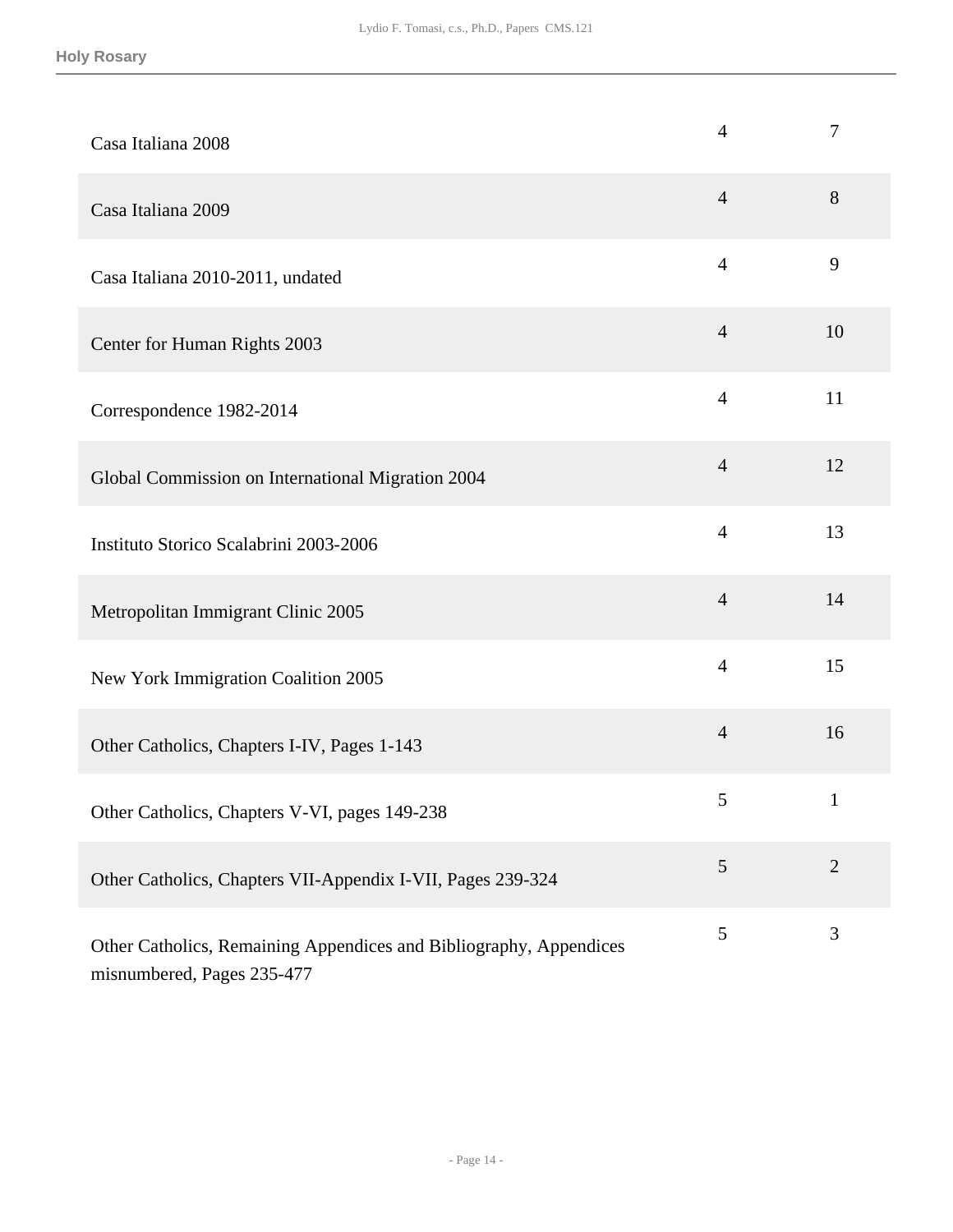| | | |
|---|---|---|
| Casa Italiana 2008 | 4 | 7 |
| Casa Italiana 2009 | 4 | 8 |
| Casa Italiana 2010-2011, undated | 4 | 9 |
| Center for Human Rights 2003 | 4 | 10 |
| Correspondence 1982-2014 | 4 | 11 |
| Global Commission on International Migration 2004 | 4 | 12 |
| Instituto Storico Scalabrini 2003-2006 | 4 | 13 |
| Metropolitan Immigrant Clinic 2005 | 4 | 14 |
| New York Immigration Coalition 2005 | 4 | 15 |
| Other Catholics, Chapters I-IV, Pages 1-143 | 4 | 16 |
| Other Catholics, Chapters V-VI, pages 149-238 | 5 | 1 |
| Other Catholics, Chapters VII-Appendix I-VII, Pages 239-324 | 5 | 2 |
| Other Catholics, Remaining Appendices and Bibliography, Appendices misnumbered, Pages 235-477 | 5 | 3 |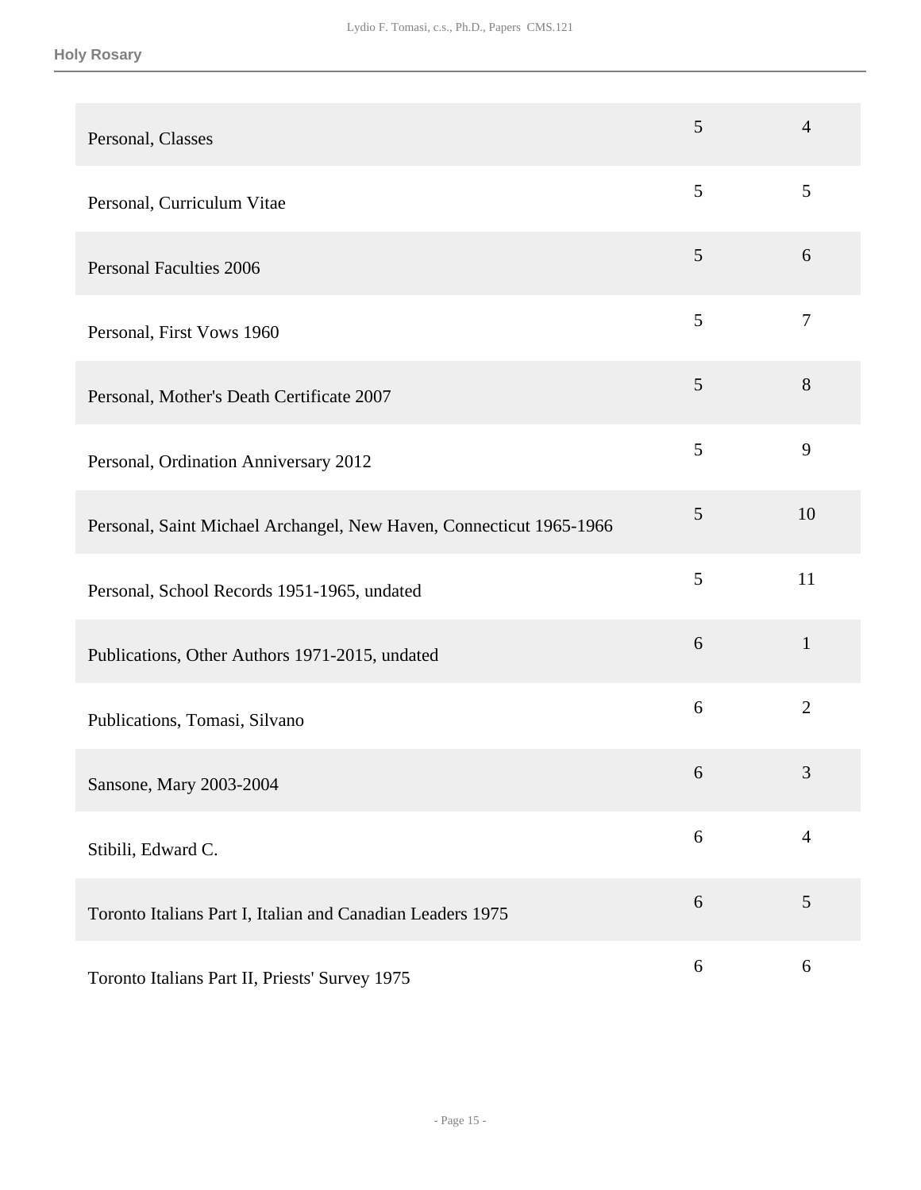| | | |
|---|---|---|
| Personal, Classes | 5 | 4 |
| Personal, Curriculum Vitae | 5 | 5 |
| Personal Faculties 2006 | 5 | 6 |
| Personal, First Vows 1960 | 5 | 7 |
| Personal, Mother's Death Certificate 2007 | 5 | 8 |
| Personal, Ordination Anniversary 2012 | 5 | 9 |
| Personal, Saint Michael Archangel, New Haven, Connecticut 1965-1966 | 5 | 10 |
| Personal, School Records 1951-1965, undated | 5 | 11 |
| Publications, Other Authors 1971-2015, undated | 6 | 1 |
| Publications, Tomasi, Silvano | 6 | 2 |
| Sansone, Mary 2003-2004 | 6 | 3 |
| Stibili, Edward C. | 6 | 4 |
| Toronto Italians Part I, Italian and Canadian Leaders 1975 | 6 | 5 |
| Toronto Italians Part II, Priests' Survey 1975 | 6 | 6 |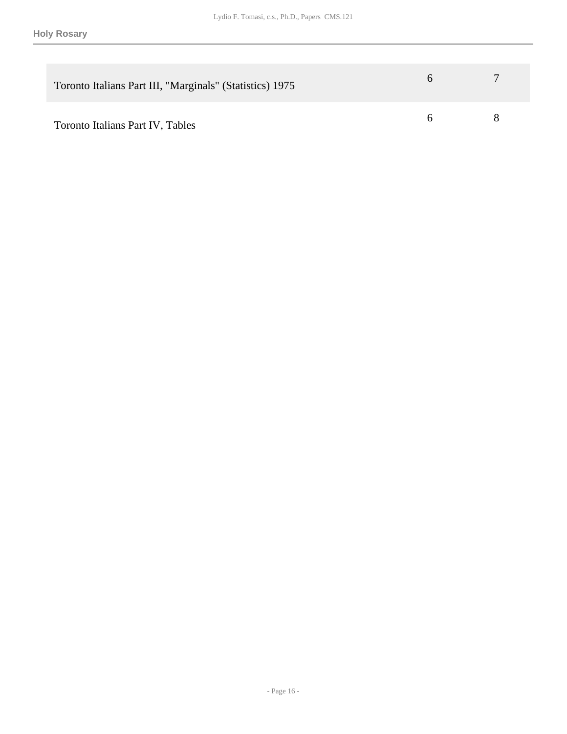| | | |
|---|---|---|
| Toronto Italians Part III, "Marginals" (Statistics) 1975 | 6 | 7 |
| Toronto Italians Part IV, Tables | 6 | 8 |